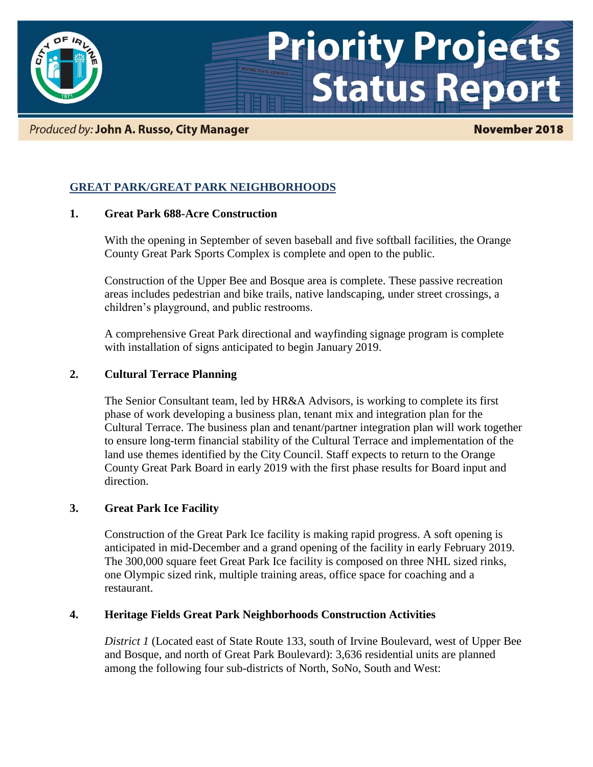# Priority Projects Status Report

*Produced by:* **John A. Russo, City Manager** **November 2018**

## GREAT PARK/GREAT PARK NEIGHBORHOODS

### 1. Great Park 688-Acre Construction

With the opening in September of seven baseball and five softball facilities, the Orange County Great Park Sports Complex is complete and open to the public.

Construction of the Upper Bee and Bosque area is complete. These passive recreation areas includes pedestrian and bike trails, native landscaping, under street crossings, a children's playground, and public restrooms.

A comprehensive Great Park directional and wayfinding signage program is complete with installation of signs anticipated to begin January 2019.

### 2. Cultural Terrace Planning

The Senior Consultant team, led by HR&A Advisors, is working to complete its first phase of work developing a business plan, tenant mix and integration plan for the Cultural Terrace. The business plan and tenant/partner integration plan will work together to ensure long-term financial stability of the Cultural Terrace and implementation of the land use themes identified by the City Council. Staff expects to return to the Orange County Great Park Board in early 2019 with the first phase results for Board input and direction.

### 3. Great Park Ice Facility

Construction of the Great Park Ice facility is making rapid progress. A soft opening is anticipated in mid-December and a grand opening of the facility in early February 2019. The 300,000 square feet Great Park Ice facility is composed on three NHL sized rinks, one Olympic sized rink, multiple training areas, office space for coaching and a restaurant.

### 4. Heritage Fields Great Park Neighborhoods Construction Activities

*District 1* (Located east of State Route 133, south of Irvine Boulevard, west of Upper Bee and Bosque, and north of Great Park Boulevard): 3,636 residential units are planned among the following four sub-districts of North, SoNo, South and West: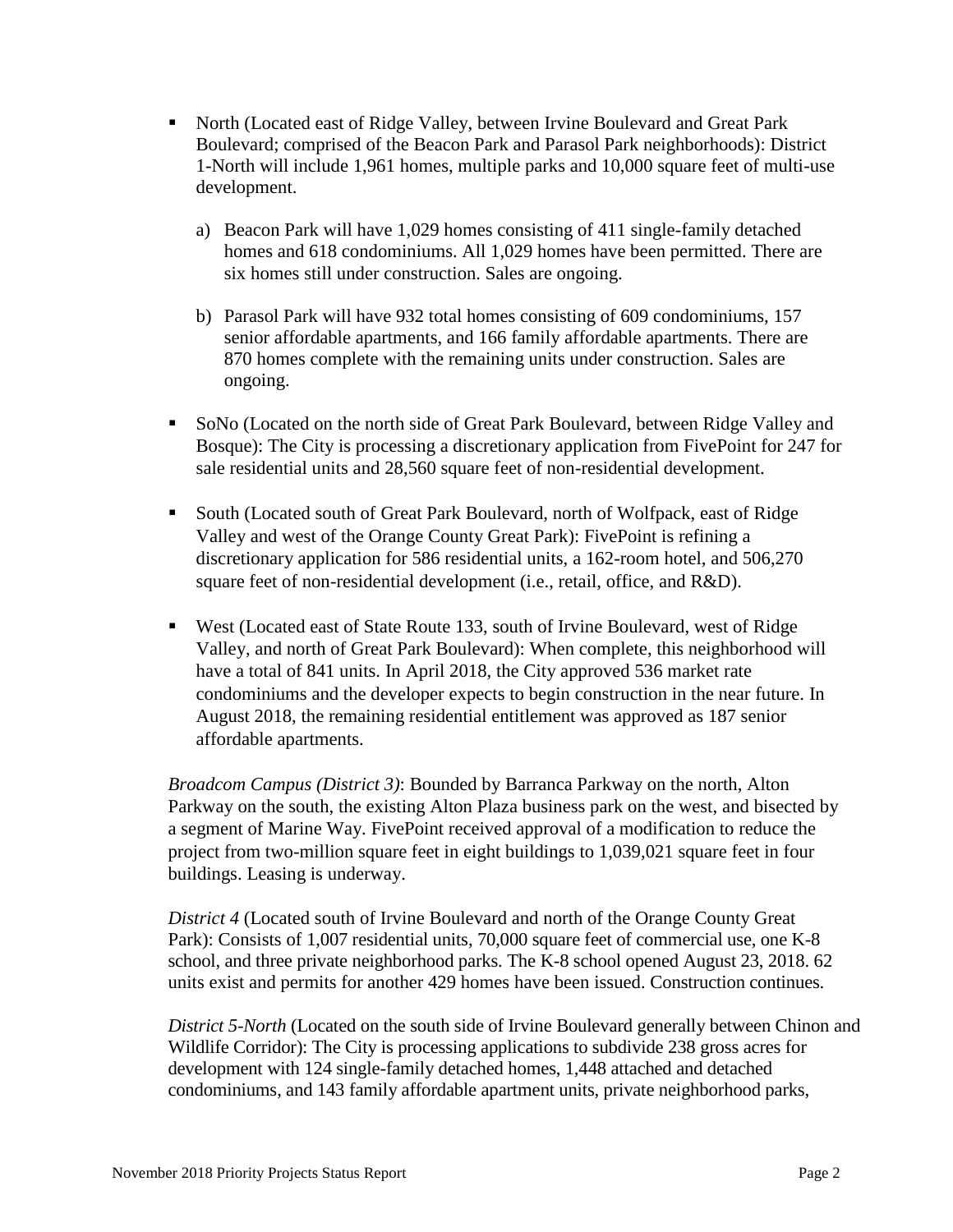- North (Located east of Ridge Valley, between Irvine Boulevard and Great Park Boulevard; comprised of the Beacon Park and Parasol Park neighborhoods): District 1-North will include 1,961 homes, multiple parks and 10,000 square feet of multi-use development.

  a) Beacon Park will have 1,029 homes consisting of 411 single-family detached homes and 618 condominiums. All 1,029 homes have been permitted. There are six homes still under construction. Sales are ongoing.

  b) Parasol Park will have 932 total homes consisting of 609 condominiums, 157 senior affordable apartments, and 166 family affordable apartments. There are 870 homes complete with the remaining units under construction. Sales are ongoing.

- SoNo (Located on the north side of Great Park Boulevard, between Ridge Valley and Bosque): The City is processing a discretionary application from FivePoint for 247 for sale residential units and 28,560 square feet of non-residential development.

- South (Located south of Great Park Boulevard, north of Wolfpack, east of Ridge Valley and west of the Orange County Great Park): FivePoint is refining a discretionary application for 586 residential units, a 162-room hotel, and 506,270 square feet of non-residential development (i.e., retail, office, and R&D).

- West (Located east of State Route 133, south of Irvine Boulevard, west of Ridge Valley, and north of Great Park Boulevard): When complete, this neighborhood will have a total of 841 units. In April 2018, the City approved 536 market rate condominiums and the developer expects to begin construction in the near future. In August 2018, the remaining residential entitlement was approved as 187 senior affordable apartments.

*Broadcom Campus (District 3)*: Bounded by Barranca Parkway on the north, Alton Parkway on the south, the existing Alton Plaza business park on the west, and bisected by a segment of Marine Way. FivePoint received approval of a modification to reduce the project from two-million square feet in eight buildings to 1,039,021 square feet in four buildings. Leasing is underway.

*District 4* (Located south of Irvine Boulevard and north of the Orange County Great Park): Consists of 1,007 residential units, 70,000 square feet of commercial use, one K-8 school, and three private neighborhood parks. The K-8 school opened August 23, 2018. 62 units exist and permits for another 429 homes have been issued. Construction continues.

*District 5-North* (Located on the south side of Irvine Boulevard generally between Chinon and Wildlife Corridor): The City is processing applications to subdivide 238 gross acres for development with 124 single-family detached homes, 1,448 attached and detached condominiums, and 143 family affordable apartment units, private neighborhood parks,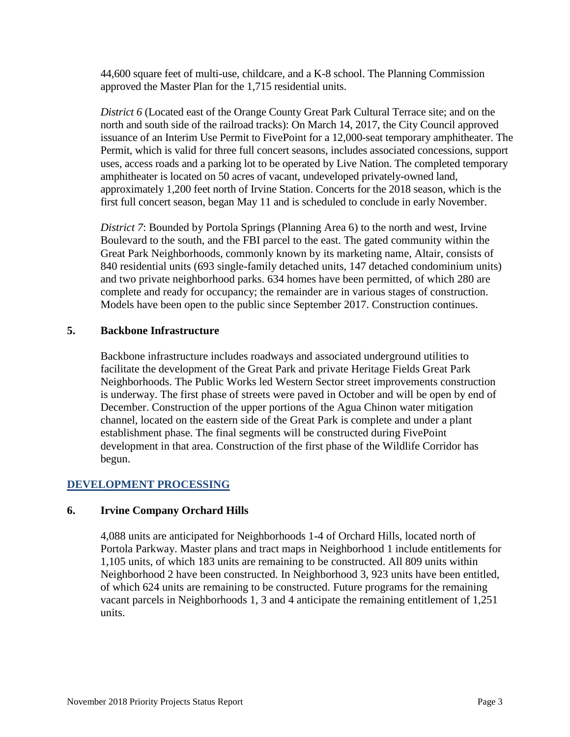44,600 square feet of multi-use, childcare, and a K-8 school. The Planning Commission approved the Master Plan for the 1,715 residential units.

*District 6* (Located east of the Orange County Great Park Cultural Terrace site; and on the north and south side of the railroad tracks): On March 14, 2017, the City Council approved issuance of an Interim Use Permit to FivePoint for a 12,000-seat temporary amphitheater. The Permit, which is valid for three full concert seasons, includes associated concessions, support uses, access roads and a parking lot to be operated by Live Nation. The completed temporary amphitheater is located on 50 acres of vacant, undeveloped privately-owned land, approximately 1,200 feet north of Irvine Station. Concerts for the 2018 season, which is the first full concert season, began May 11 and is scheduled to conclude in early November.

*District 7*: Bounded by Portola Springs (Planning Area 6) to the north and west, Irvine Boulevard to the south, and the FBI parcel to the east. The gated community within the Great Park Neighborhoods, commonly known by its marketing name, Altair, consists of 840 residential units (693 single-family detached units, 147 detached condominium units) and two private neighborhood parks. 634 homes have been permitted, of which 280 are complete and ready for occupancy; the remainder are in various stages of construction. Models have been open to the public since September 2017. Construction continues.

### 5. Backbone Infrastructure

Backbone infrastructure includes roadways and associated underground utilities to facilitate the development of the Great Park and private Heritage Fields Great Park Neighborhoods. The Public Works led Western Sector street improvements construction is underway. The first phase of streets were paved in October and will be open by end of December. Construction of the upper portions of the Agua Chinon water mitigation channel, located on the eastern side of the Great Park is complete and under a plant establishment phase. The final segments will be constructed during FivePoint development in that area. Construction of the first phase of the Wildlife Corridor has begun.

## DEVELOPMENT PROCESSING

### 6. Irvine Company Orchard Hills

4,088 units are anticipated for Neighborhoods 1-4 of Orchard Hills, located north of Portola Parkway. Master plans and tract maps in Neighborhood 1 include entitlements for 1,105 units, of which 183 units are remaining to be constructed. All 809 units within Neighborhood 2 have been constructed. In Neighborhood 3, 923 units have been entitled, of which 624 units are remaining to be constructed. Future programs for the remaining vacant parcels in Neighborhoods 1, 3 and 4 anticipate the remaining entitlement of 1,251 units.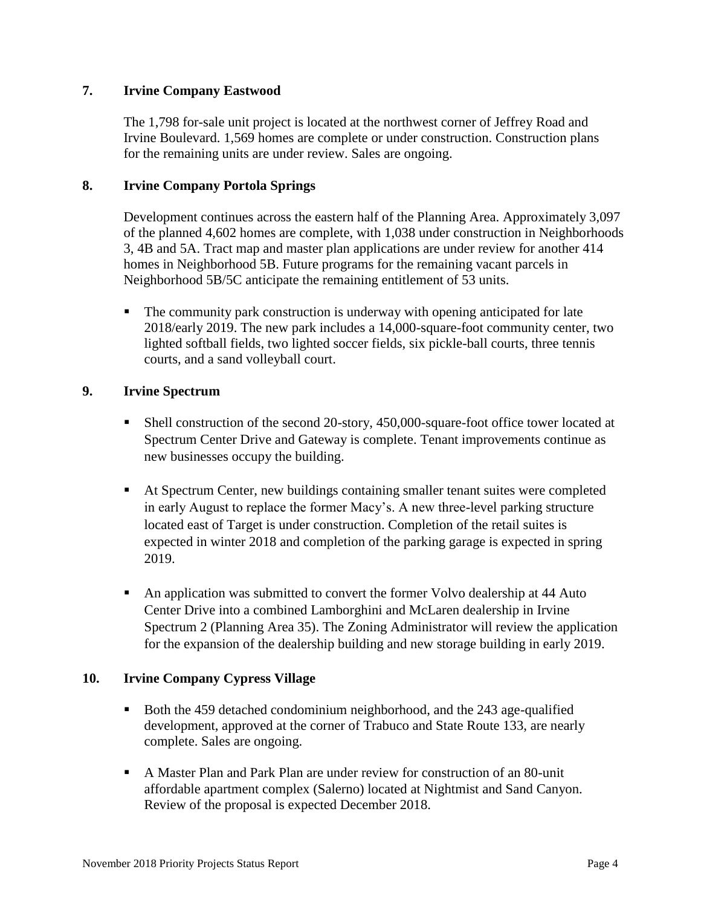## 7. Irvine Company Eastwood

The 1,798 for-sale unit project is located at the northwest corner of Jeffrey Road and Irvine Boulevard. 1,569 homes are complete or under construction. Construction plans for the remaining units are under review. Sales are ongoing.

## 8. Irvine Company Portola Springs

Development continues across the eastern half of the Planning Area. Approximately 3,097 of the planned 4,602 homes are complete, with 1,038 under construction in Neighborhoods 3, 4B and 5A. Tract map and master plan applications are under review for another 414 homes in Neighborhood 5B. Future programs for the remaining vacant parcels in Neighborhood 5B/5C anticipate the remaining entitlement of 53 units.

- The community park construction is underway with opening anticipated for late 2018/early 2019. The new park includes a 14,000-square-foot community center, two lighted softball fields, two lighted soccer fields, six pickle-ball courts, three tennis courts, and a sand volleyball court.

## 9. Irvine Spectrum

- Shell construction of the second 20-story, 450,000-square-foot office tower located at Spectrum Center Drive and Gateway is complete. Tenant improvements continue as new businesses occupy the building.

- At Spectrum Center, new buildings containing smaller tenant suites were completed in early August to replace the former Macy's. A new three-level parking structure located east of Target is under construction. Completion of the retail suites is expected in winter 2018 and completion of the parking garage is expected in spring 2019.

- An application was submitted to convert the former Volvo dealership at 44 Auto Center Drive into a combined Lamborghini and McLaren dealership in Irvine Spectrum 2 (Planning Area 35). The Zoning Administrator will review the application for the expansion of the dealership building and new storage building in early 2019.

## 10. Irvine Company Cypress Village

- Both the 459 detached condominium neighborhood, and the 243 age-qualified development, approved at the corner of Trabuco and State Route 133, are nearly complete. Sales are ongoing.

- A Master Plan and Park Plan are under review for construction of an 80-unit affordable apartment complex (Salerno) located at Nightmist and Sand Canyon. Review of the proposal is expected December 2018.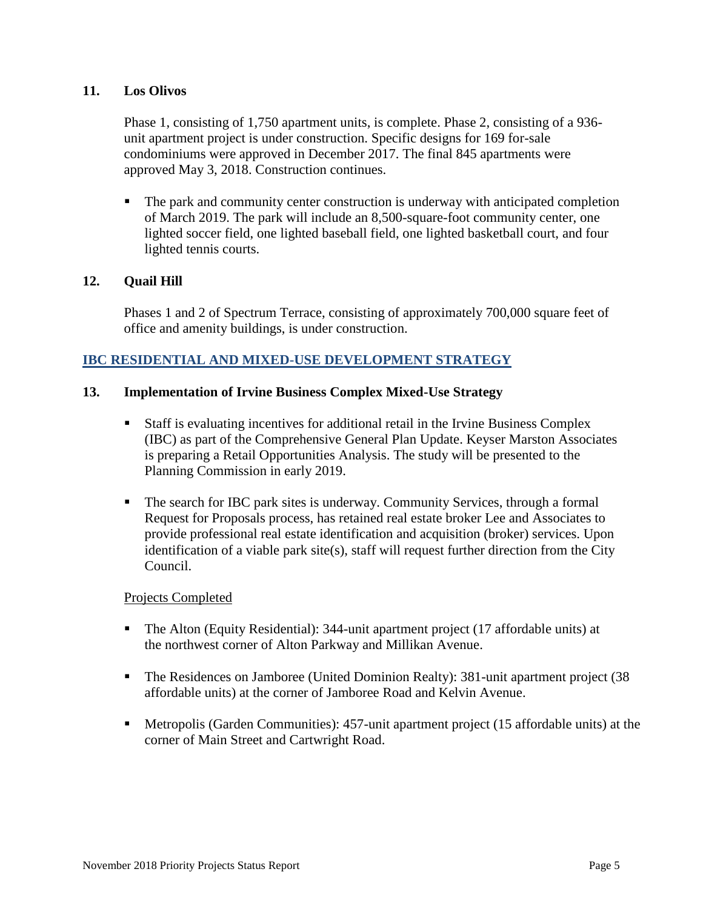### 11. Los Olivos

Phase 1, consisting of 1,750 apartment units, is complete. Phase 2, consisting of a 936-unit apartment project is under construction. Specific designs for 169 for-sale condominiums were approved in December 2017. The final 845 apartments were approved May 3, 2018. Construction continues.

- The park and community center construction is underway with anticipated completion of March 2019. The park will include an 8,500-square-foot community center, one lighted soccer field, one lighted baseball field, one lighted basketball court, and four lighted tennis courts.

### 12. Quail Hill

Phases 1 and 2 of Spectrum Terrace, consisting of approximately 700,000 square feet of office and amenity buildings, is under construction.

## IBC RESIDENTIAL AND MIXED-USE DEVELOPMENT STRATEGY

### 13. Implementation of Irvine Business Complex Mixed-Use Strategy

- Staff is evaluating incentives for additional retail in the Irvine Business Complex (IBC) as part of the Comprehensive General Plan Update. Keyser Marston Associates is preparing a Retail Opportunities Analysis. The study will be presented to the Planning Commission in early 2019.
- The search for IBC park sites is underway. Community Services, through a formal Request for Proposals process, has retained real estate broker Lee and Associates to provide professional real estate identification and acquisition (broker) services. Upon identification of a viable park site(s), staff will request further direction from the City Council.

Projects Completed

- The Alton (Equity Residential): 344-unit apartment project (17 affordable units) at the northwest corner of Alton Parkway and Millikan Avenue.
- The Residences on Jamboree (United Dominion Realty): 381-unit apartment project (38 affordable units) at the corner of Jamboree Road and Kelvin Avenue.
- Metropolis (Garden Communities): 457-unit apartment project (15 affordable units) at the corner of Main Street and Cartwright Road.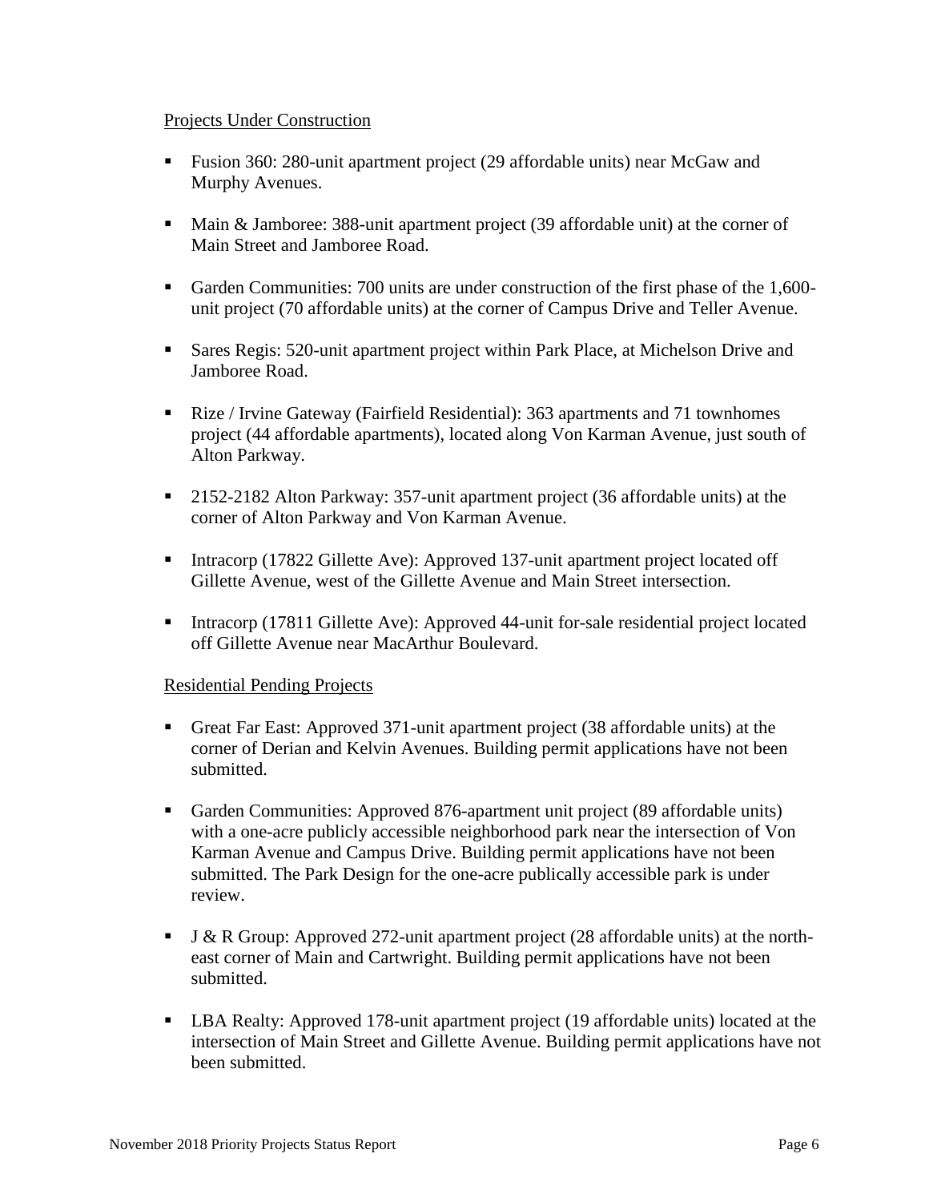<u>Projects Under Construction</u>

- Fusion 360: 280-unit apartment project (29 affordable units) near McGaw and Murphy Avenues.
- Main & Jamboree: 388-unit apartment project (39 affordable unit) at the corner of Main Street and Jamboree Road.
- Garden Communities: 700 units are under construction of the first phase of the 1,600-unit project (70 affordable units) at the corner of Campus Drive and Teller Avenue.
- Sares Regis: 520-unit apartment project within Park Place, at Michelson Drive and Jamboree Road.
- Rize / Irvine Gateway (Fairfield Residential): 363 apartments and 71 townhomes project (44 affordable apartments), located along Von Karman Avenue, just south of Alton Parkway.
- 2152-2182 Alton Parkway: 357-unit apartment project (36 affordable units) at the corner of Alton Parkway and Von Karman Avenue.
- Intracorp (17822 Gillette Ave): Approved 137-unit apartment project located off Gillette Avenue, west of the Gillette Avenue and Main Street intersection.
- Intracorp (17811 Gillette Ave): Approved 44-unit for-sale residential project located off Gillette Avenue near MacArthur Boulevard.

<u>Residential Pending Projects</u>

- Great Far East: Approved 371-unit apartment project (38 affordable units) at the corner of Derian and Kelvin Avenues. Building permit applications have not been submitted.
- Garden Communities: Approved 876-apartment unit project (89 affordable units) with a one-acre publicly accessible neighborhood park near the intersection of Von Karman Avenue and Campus Drive. Building permit applications have not been submitted. The Park Design for the one-acre publically accessible park is under review.
- J & R Group: Approved 272-unit apartment project (28 affordable units) at the north-east corner of Main and Cartwright. Building permit applications have not been submitted.
- LBA Realty: Approved 178-unit apartment project (19 affordable units) located at the intersection of Main Street and Gillette Avenue. Building permit applications have not been submitted.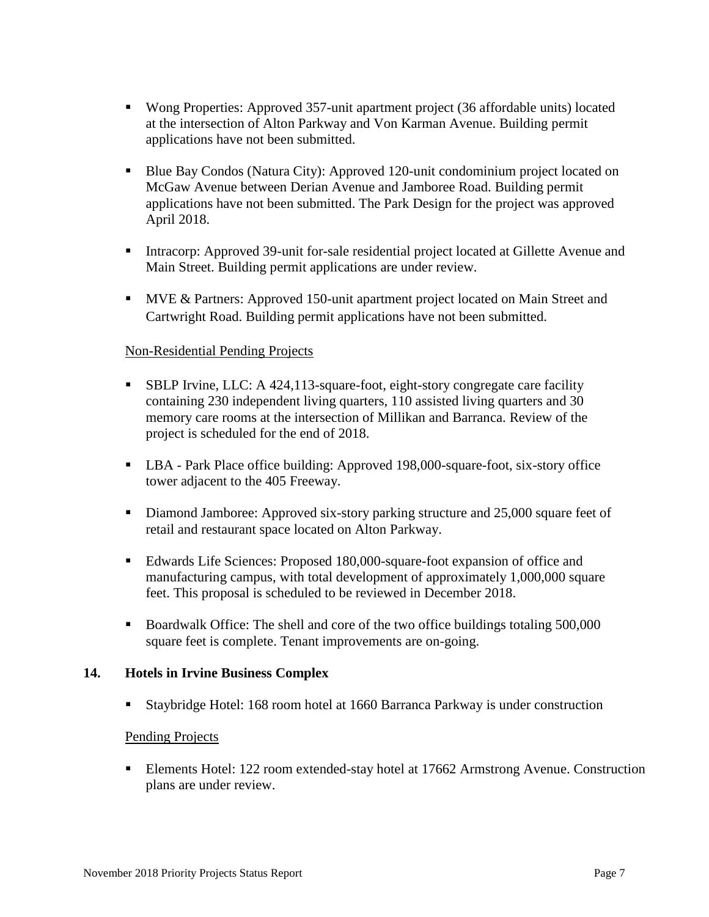- Wong Properties: Approved 357-unit apartment project (36 affordable units) located at the intersection of Alton Parkway and Von Karman Avenue. Building permit applications have not been submitted.

- Blue Bay Condos (Natura City): Approved 120-unit condominium project located on McGaw Avenue between Derian Avenue and Jamboree Road. Building permit applications have not been submitted. The Park Design for the project was approved April 2018.

- Intracorp: Approved 39-unit for-sale residential project located at Gillette Avenue and Main Street. Building permit applications are under review.

- MVE & Partners: Approved 150-unit apartment project located on Main Street and Cartwright Road. Building permit applications have not been submitted.

Non-Residential Pending Projects

- SBLP Irvine, LLC: A 424,113-square-foot, eight-story congregate care facility containing 230 independent living quarters, 110 assisted living quarters and 30 memory care rooms at the intersection of Millikan and Barranca. Review of the project is scheduled for the end of 2018.

- LBA - Park Place office building: Approved 198,000-square-foot, six-story office tower adjacent to the 405 Freeway.

- Diamond Jamboree: Approved six-story parking structure and 25,000 square feet of retail and restaurant space located on Alton Parkway.

- Edwards Life Sciences: Proposed 180,000-square-foot expansion of office and manufacturing campus, with total development of approximately 1,000,000 square feet. This proposal is scheduled to be reviewed in December 2018.

- Boardwalk Office: The shell and core of the two office buildings totaling 500,000 square feet is complete. Tenant improvements are on-going.

## 14. Hotels in Irvine Business Complex

- Staybridge Hotel: 168 room hotel at 1660 Barranca Parkway is under construction

Pending Projects

- Elements Hotel: 122 room extended-stay hotel at 17662 Armstrong Avenue. Construction plans are under review.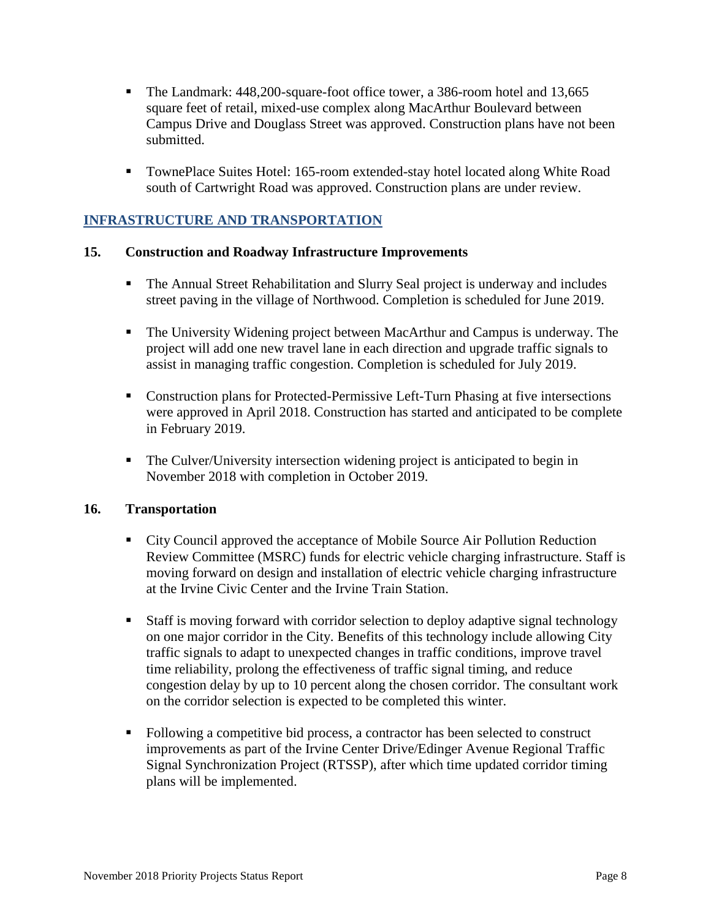- The Landmark: 448,200-square-foot office tower, a 386-room hotel and 13,665 square feet of retail, mixed-use complex along MacArthur Boulevard between Campus Drive and Douglass Street was approved. Construction plans have not been submitted.

- TownePlace Suites Hotel: 165-room extended-stay hotel located along White Road south of Cartwright Road was approved. Construction plans are under review.

## INFRASTRUCTURE AND TRANSPORTATION

### 15. Construction and Roadway Infrastructure Improvements

- The Annual Street Rehabilitation and Slurry Seal project is underway and includes street paving in the village of Northwood. Completion is scheduled for June 2019.

- The University Widening project between MacArthur and Campus is underway. The project will add one new travel lane in each direction and upgrade traffic signals to assist in managing traffic congestion. Completion is scheduled for July 2019.

- Construction plans for Protected-Permissive Left-Turn Phasing at five intersections were approved in April 2018. Construction has started and anticipated to be complete in February 2019.

- The Culver/University intersection widening project is anticipated to begin in November 2018 with completion in October 2019.

### 16. Transportation

- City Council approved the acceptance of Mobile Source Air Pollution Reduction Review Committee (MSRC) funds for electric vehicle charging infrastructure. Staff is moving forward on design and installation of electric vehicle charging infrastructure at the Irvine Civic Center and the Irvine Train Station.

- Staff is moving forward with corridor selection to deploy adaptive signal technology on one major corridor in the City. Benefits of this technology include allowing City traffic signals to adapt to unexpected changes in traffic conditions, improve travel time reliability, prolong the effectiveness of traffic signal timing, and reduce congestion delay by up to 10 percent along the chosen corridor. The consultant work on the corridor selection is expected to be completed this winter.

- Following a competitive bid process, a contractor has been selected to construct improvements as part of the Irvine Center Drive/Edinger Avenue Regional Traffic Signal Synchronization Project (RTSSP), after which time updated corridor timing plans will be implemented.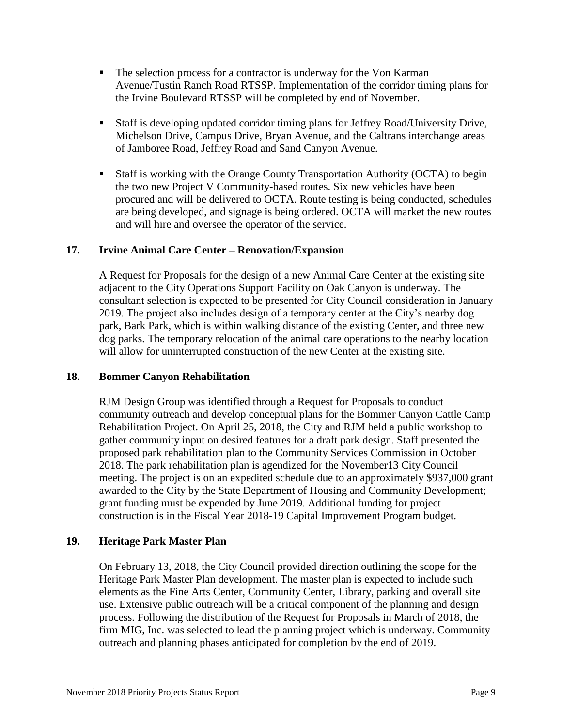- The selection process for a contractor is underway for the Von Karman Avenue/Tustin Ranch Road RTSSP. Implementation of the corridor timing plans for the Irvine Boulevard RTSSP will be completed by end of November.
- Staff is developing updated corridor timing plans for Jeffrey Road/University Drive, Michelson Drive, Campus Drive, Bryan Avenue, and the Caltrans interchange areas of Jamboree Road, Jeffrey Road and Sand Canyon Avenue.
- Staff is working with the Orange County Transportation Authority (OCTA) to begin the two new Project V Community-based routes. Six new vehicles have been procured and will be delivered to OCTA. Route testing is being conducted, schedules are being developed, and signage is being ordered. OCTA will market the new routes and will hire and oversee the operator of the service.

### 17. Irvine Animal Care Center – Renovation/Expansion

A Request for Proposals for the design of a new Animal Care Center at the existing site adjacent to the City Operations Support Facility on Oak Canyon is underway. The consultant selection is expected to be presented for City Council consideration in January 2019. The project also includes design of a temporary center at the City's nearby dog park, Bark Park, which is within walking distance of the existing Center, and three new dog parks. The temporary relocation of the animal care operations to the nearby location will allow for uninterrupted construction of the new Center at the existing site.

### 18. Bommer Canyon Rehabilitation

RJM Design Group was identified through a Request for Proposals to conduct community outreach and develop conceptual plans for the Bommer Canyon Cattle Camp Rehabilitation Project. On April 25, 2018, the City and RJM held a public workshop to gather community input on desired features for a draft park design. Staff presented the proposed park rehabilitation plan to the Community Services Commission in October 2018. The park rehabilitation plan is agendized for the November13 City Council meeting. The project is on an expedited schedule due to an approximately $937,000 grant awarded to the City by the State Department of Housing and Community Development; grant funding must be expended by June 2019. Additional funding for project construction is in the Fiscal Year 2018-19 Capital Improvement Program budget.

### 19. Heritage Park Master Plan

On February 13, 2018, the City Council provided direction outlining the scope for the Heritage Park Master Plan development. The master plan is expected to include such elements as the Fine Arts Center, Community Center, Library, parking and overall site use. Extensive public outreach will be a critical component of the planning and design process. Following the distribution of the Request for Proposals in March of 2018, the firm MIG, Inc. was selected to lead the planning project which is underway. Community outreach and planning phases anticipated for completion by the end of 2019.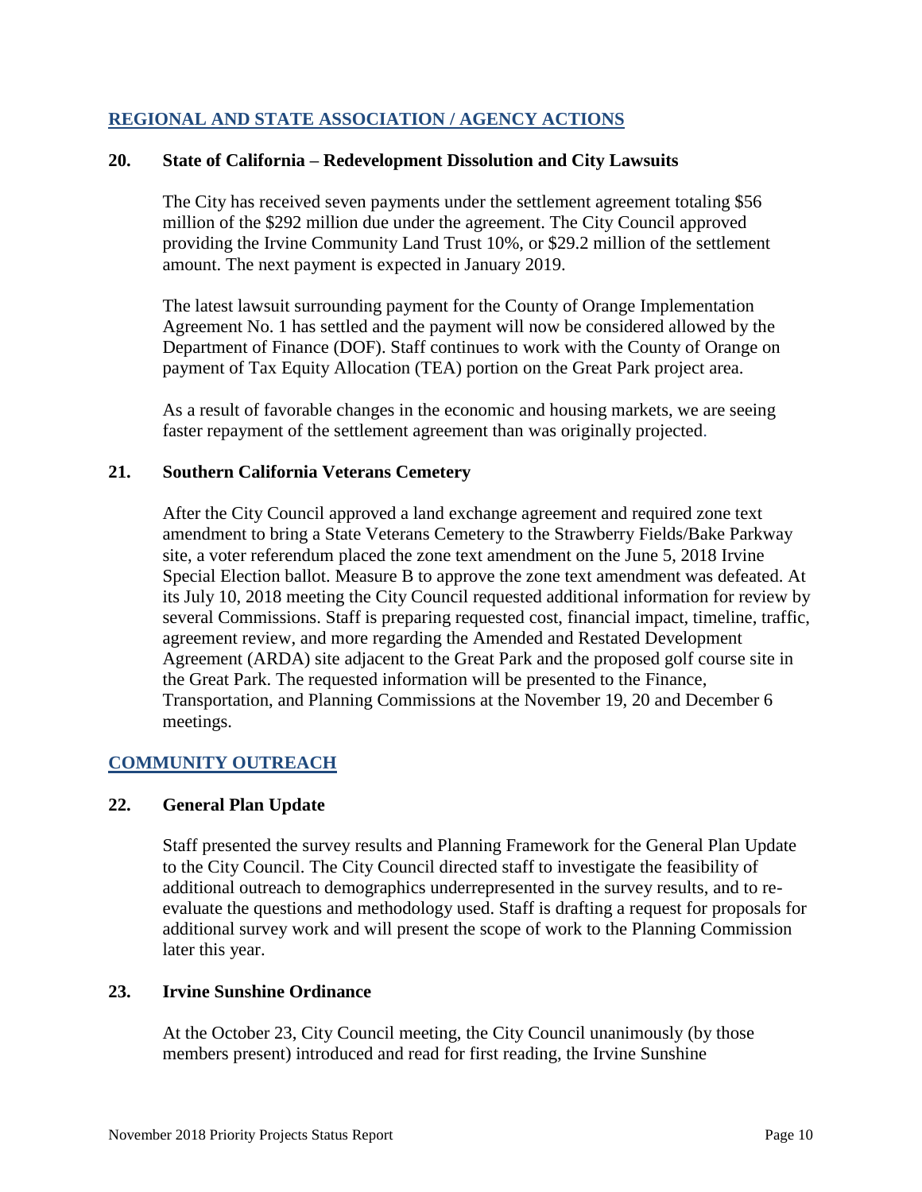## REGIONAL AND STATE ASSOCIATION / AGENCY ACTIONS

### 20. State of California – Redevelopment Dissolution and City Lawsuits

The City has received seven payments under the settlement agreement totaling $56 million of the $292 million due under the agreement. The City Council approved providing the Irvine Community Land Trust 10%, or $29.2 million of the settlement amount. The next payment is expected in January 2019.

The latest lawsuit surrounding payment for the County of Orange Implementation Agreement No. 1 has settled and the payment will now be considered allowed by the Department of Finance (DOF). Staff continues to work with the County of Orange on payment of Tax Equity Allocation (TEA) portion on the Great Park project area.

As a result of favorable changes in the economic and housing markets, we are seeing faster repayment of the settlement agreement than was originally projected.

### 21. Southern California Veterans Cemetery

After the City Council approved a land exchange agreement and required zone text amendment to bring a State Veterans Cemetery to the Strawberry Fields/Bake Parkway site, a voter referendum placed the zone text amendment on the June 5, 2018 Irvine Special Election ballot. Measure B to approve the zone text amendment was defeated. At its July 10, 2018 meeting the City Council requested additional information for review by several Commissions. Staff is preparing requested cost, financial impact, timeline, traffic, agreement review, and more regarding the Amended and Restated Development Agreement (ARDA) site adjacent to the Great Park and the proposed golf course site in the Great Park. The requested information will be presented to the Finance, Transportation, and Planning Commissions at the November 19, 20 and December 6 meetings.

## COMMUNITY OUTREACH

### 22. General Plan Update

Staff presented the survey results and Planning Framework for the General Plan Update to the City Council. The City Council directed staff to investigate the feasibility of additional outreach to demographics underrepresented in the survey results, and to re-evaluate the questions and methodology used. Staff is drafting a request for proposals for additional survey work and will present the scope of work to the Planning Commission later this year.

### 23. Irvine Sunshine Ordinance

At the October 23, City Council meeting, the City Council unanimously (by those members present) introduced and read for first reading, the Irvine Sunshine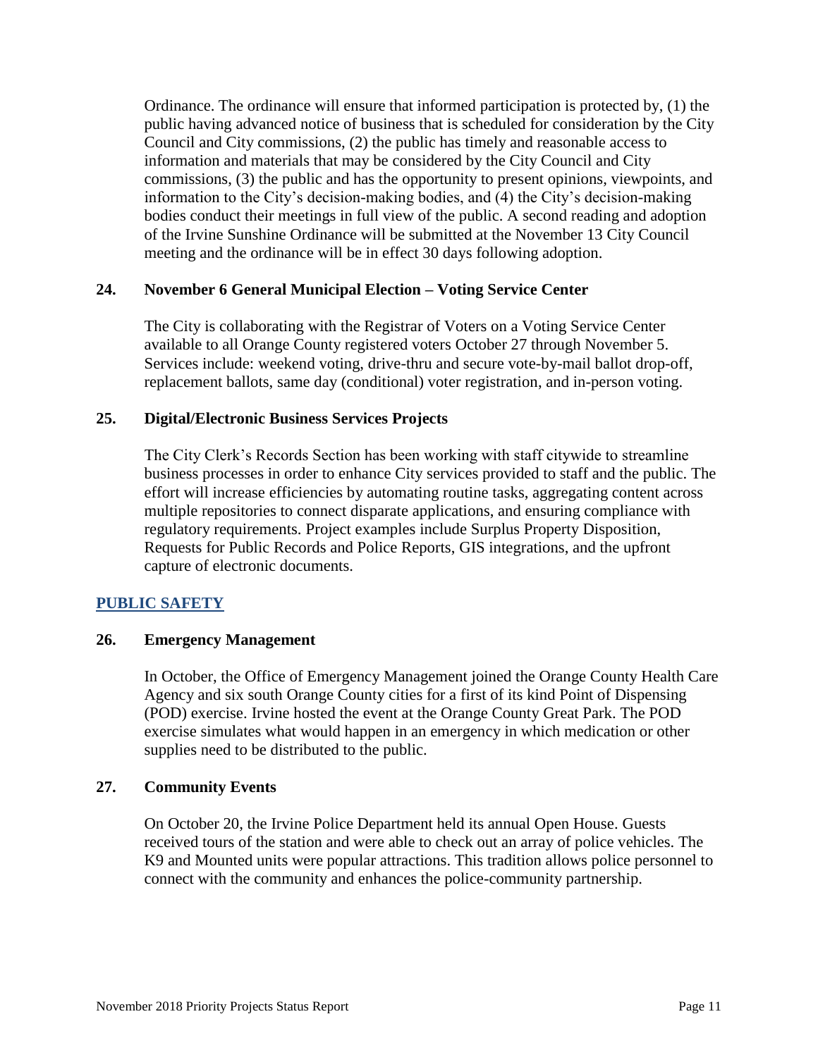Ordinance. The ordinance will ensure that informed participation is protected by, (1) the public having advanced notice of business that is scheduled for consideration by the City Council and City commissions, (2) the public has timely and reasonable access to information and materials that may be considered by the City Council and City commissions, (3) the public and has the opportunity to present opinions, viewpoints, and information to the City's decision-making bodies, and (4) the City's decision-making bodies conduct their meetings in full view of the public. A second reading and adoption of the Irvine Sunshine Ordinance will be submitted at the November 13 City Council meeting and the ordinance will be in effect 30 days following adoption.

**24. November 6 General Municipal Election – Voting Service Center**

The City is collaborating with the Registrar of Voters on a Voting Service Center available to all Orange County registered voters October 27 through November 5. Services include: weekend voting, drive-thru and secure vote-by-mail ballot drop-off, replacement ballots, same day (conditional) voter registration, and in-person voting.

**25. Digital/Electronic Business Services Projects**

The City Clerk's Records Section has been working with staff citywide to streamline business processes in order to enhance City services provided to staff and the public. The effort will increase efficiencies by automating routine tasks, aggregating content across multiple repositories to connect disparate applications, and ensuring compliance with regulatory requirements. Project examples include Surplus Property Disposition, Requests for Public Records and Police Reports, GIS integrations, and the upfront capture of electronic documents.

## PUBLIC SAFETY

**26. Emergency Management**

In October, the Office of Emergency Management joined the Orange County Health Care Agency and six south Orange County cities for a first of its kind Point of Dispensing (POD) exercise. Irvine hosted the event at the Orange County Great Park. The POD exercise simulates what would happen in an emergency in which medication or other supplies need to be distributed to the public.

**27. Community Events**

On October 20, the Irvine Police Department held its annual Open House. Guests received tours of the station and were able to check out an array of police vehicles. The K9 and Mounted units were popular attractions. This tradition allows police personnel to connect with the community and enhances the police-community partnership.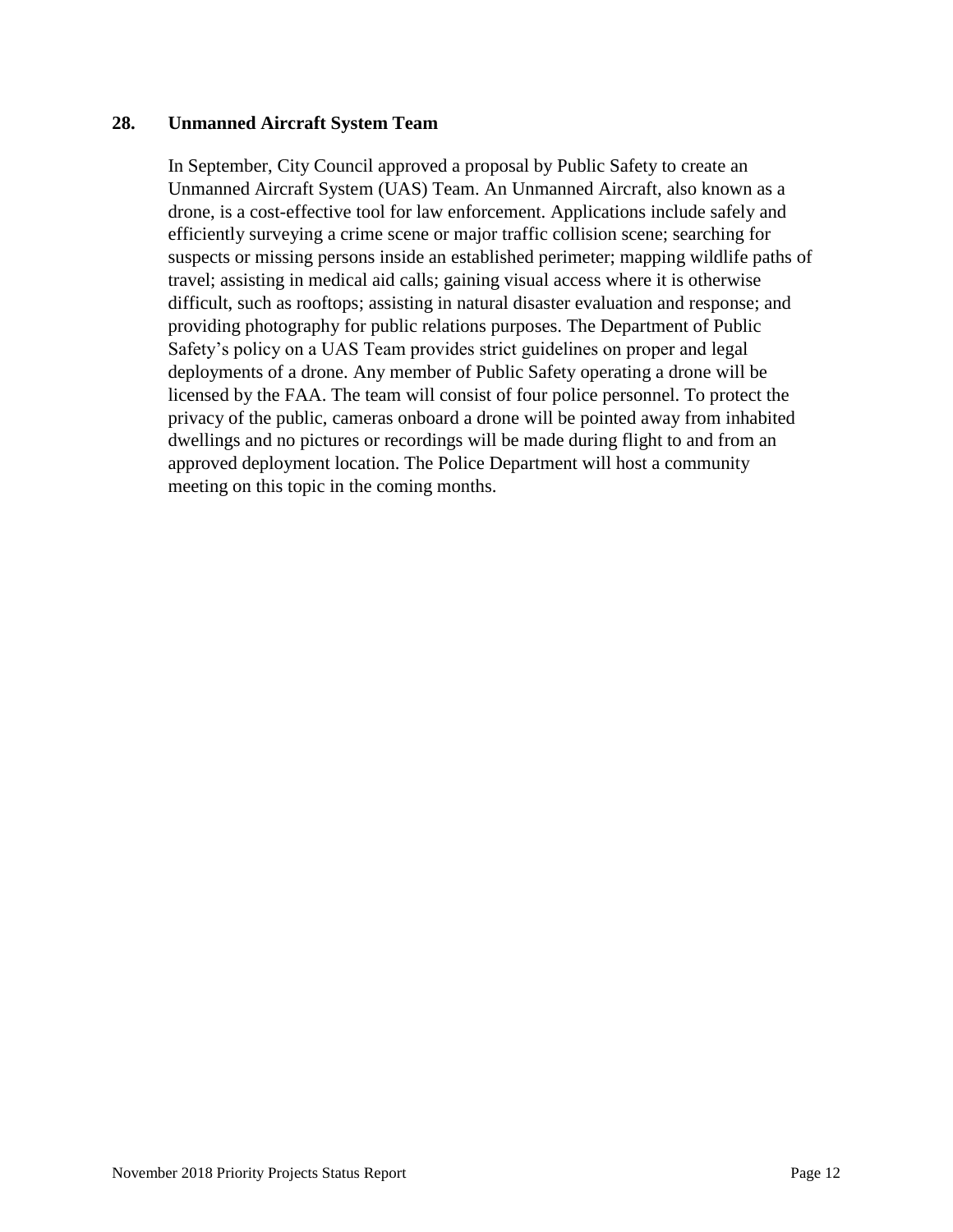## 28. Unmanned Aircraft System Team

In September, City Council approved a proposal by Public Safety to create an Unmanned Aircraft System (UAS) Team. An Unmanned Aircraft, also known as a drone, is a cost-effective tool for law enforcement. Applications include safely and efficiently surveying a crime scene or major traffic collision scene; searching for suspects or missing persons inside an established perimeter; mapping wildlife paths of travel; assisting in medical aid calls; gaining visual access where it is otherwise difficult, such as rooftops; assisting in natural disaster evaluation and response; and providing photography for public relations purposes. The Department of Public Safety's policy on a UAS Team provides strict guidelines on proper and legal deployments of a drone. Any member of Public Safety operating a drone will be licensed by the FAA. The team will consist of four police personnel. To protect the privacy of the public, cameras onboard a drone will be pointed away from inhabited dwellings and no pictures or recordings will be made during flight to and from an approved deployment location. The Police Department will host a community meeting on this topic in the coming months.